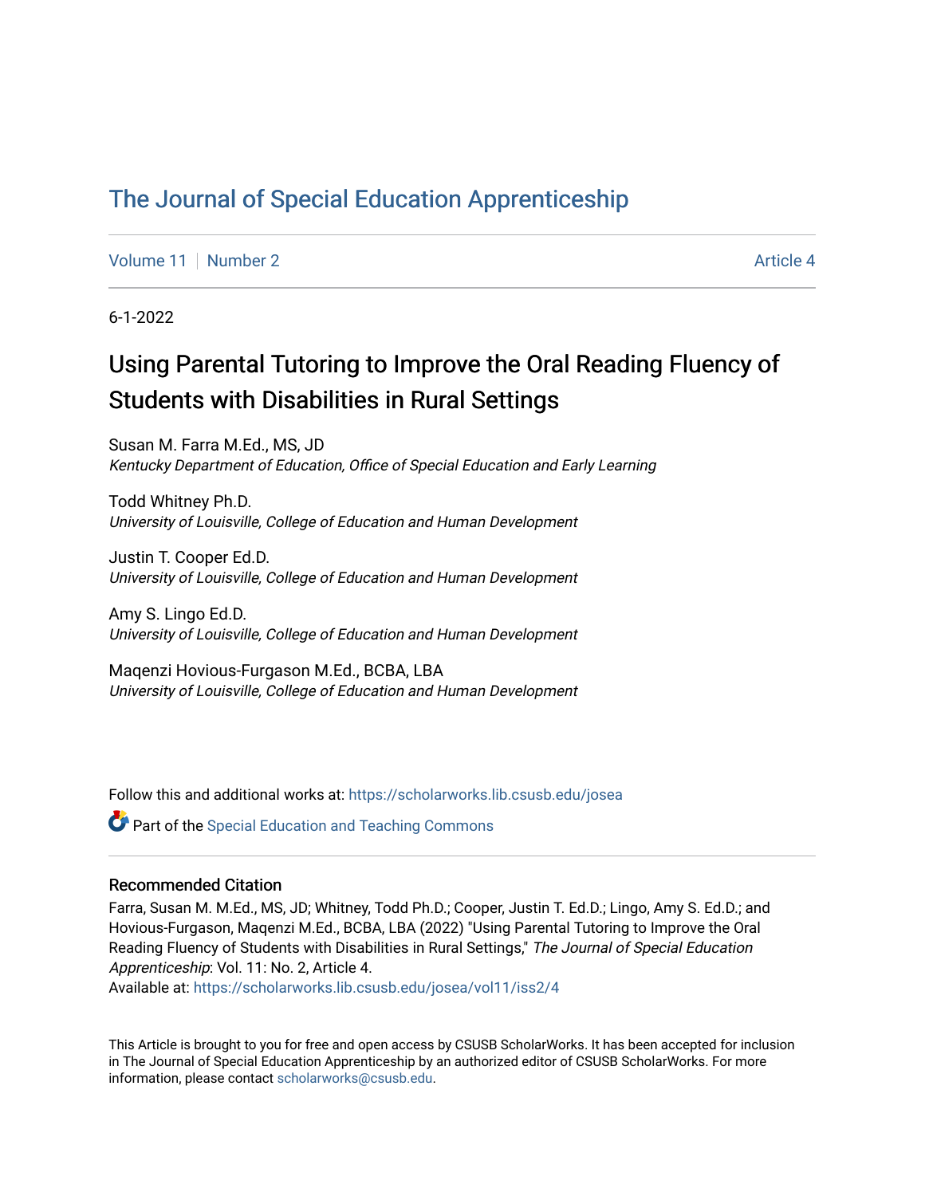# The Journal of Special Education Apprenticeship

Volume 11 | Number 2 | Article 4

6-1-2022

## Using Parental Tutoring to Improve the Oral Reading Fluency of Students with Disabilities in Rural Settings

Susan M. Farra M.Ed., MS, JD
*Kentucky Department of Education, Office of Special Education and Early Learning*

Todd Whitney Ph.D.
*University of Louisville, College of Education and Human Development*

Justin T. Cooper Ed.D.
*University of Louisville, College of Education and Human Development*

Amy S. Lingo Ed.D.
*University of Louisville, College of Education and Human Development*

Maqenzi Hovious-Furgason M.Ed., BCBA, LBA
*University of Louisville, College of Education and Human Development*

Follow this and additional works at: https://scholarworks.lib.csusb.edu/josea

Part of the Special Education and Teaching Commons

### Recommended Citation

Farra, Susan M. M.Ed., MS, JD; Whitney, Todd Ph.D.; Cooper, Justin T. Ed.D.; Lingo, Amy S. Ed.D.; and Hovious-Furgason, Maqenzi M.Ed., BCBA, LBA (2022) "Using Parental Tutoring to Improve the Oral Reading Fluency of Students with Disabilities in Rural Settings," *The Journal of Special Education Apprenticeship*: Vol. 11: No. 2, Article 4.
Available at: https://scholarworks.lib.csusb.edu/josea/vol11/iss2/4

This Article is brought to you for free and open access by CSUSB ScholarWorks. It has been accepted for inclusion in The Journal of Special Education Apprenticeship by an authorized editor of CSUSB ScholarWorks. For more information, please contact scholarworks@csusb.edu.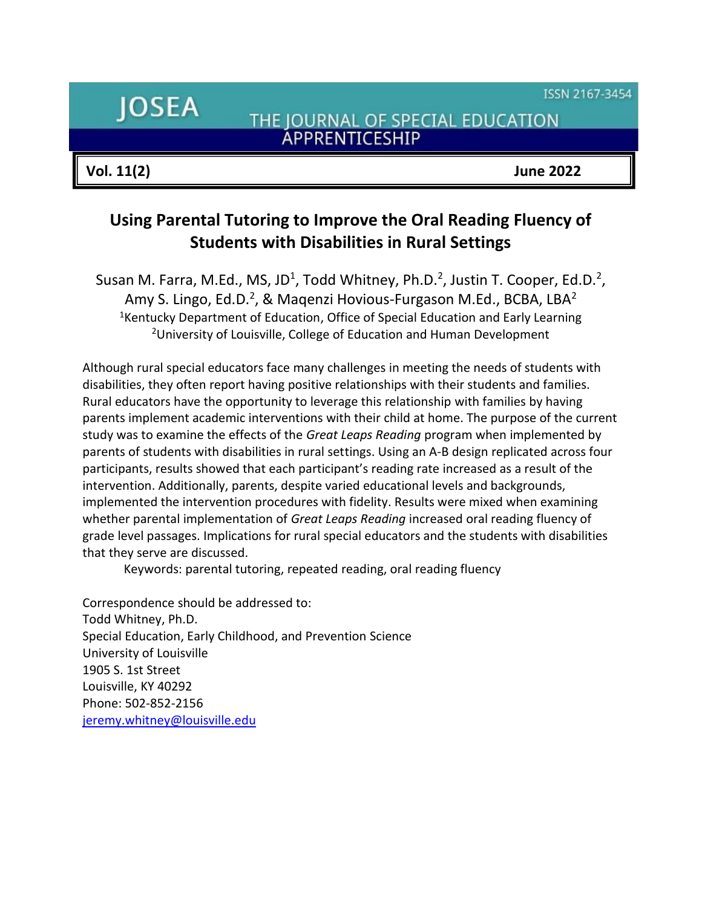# Using Parental Tutoring to Improve the Oral Reading Fluency of Students with Disabilities in Rural Settings

Susan M. Farra, M.Ed., MS, JD[1], Todd Whitney, Ph.D.[2], Justin T. Cooper, Ed.D.[2], Amy S. Lingo, Ed.D.[2], & Maqenzi Hovious-Furgason M.Ed., BCBA, LBA[2]

[1]Kentucky Department of Education, Office of Special Education and Early Learning

[2]University of Louisville, College of Education and Human Development

Although rural special educators face many challenges in meeting the needs of students with disabilities, they often report having positive relationships with their students and families. Rural educators have the opportunity to leverage this relationship with families by having parents implement academic interventions with their child at home. The purpose of the current study was to examine the effects of the *Great Leaps Reading* program when implemented by parents of students with disabilities in rural settings. Using an A-B design replicated across four participants, results showed that each participant's reading rate increased as a result of the intervention. Additionally, parents, despite varied educational levels and backgrounds, implemented the intervention procedures with fidelity. Results were mixed when examining whether parental implementation of *Great Leaps Reading* increased oral reading fluency of grade level passages. Implications for rural special educators and the students with disabilities that they serve are discussed.

Keywords: parental tutoring, repeated reading, oral reading fluency

Correspondence should be addressed to:
Todd Whitney, Ph.D.
Special Education, Early Childhood, and Prevention Science
University of Louisville
1905 S. 1st Street
Louisville, KY 40292
Phone: 502-852-2156
jeremy.whitney@louisville.edu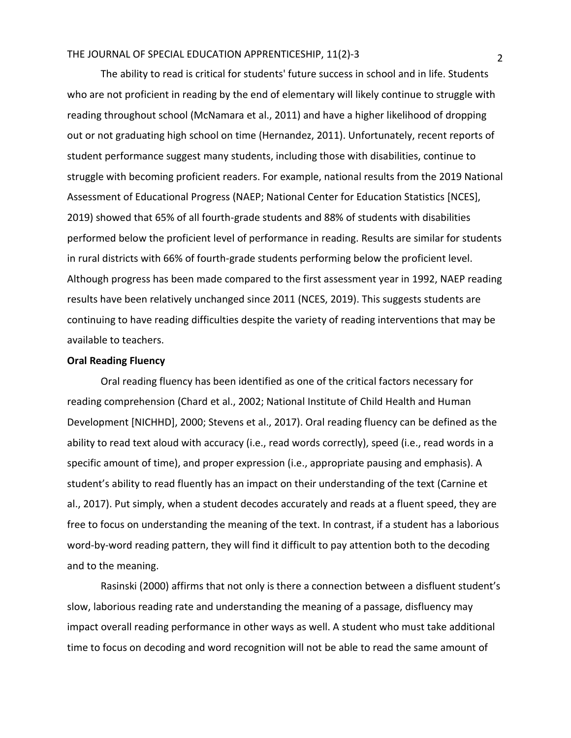The ability to read is critical for students' future success in school and in life. Students who are not proficient in reading by the end of elementary will likely continue to struggle with reading throughout school (McNamara et al., 2011) and have a higher likelihood of dropping out or not graduating high school on time (Hernandez, 2011). Unfortunately, recent reports of student performance suggest many students, including those with disabilities, continue to struggle with becoming proficient readers. For example, national results from the 2019 National Assessment of Educational Progress (NAEP; National Center for Education Statistics [NCES], 2019) showed that 65% of all fourth-grade students and 88% of students with disabilities performed below the proficient level of performance in reading. Results are similar for students in rural districts with 66% of fourth-grade students performing below the proficient level. Although progress has been made compared to the first assessment year in 1992, NAEP reading results have been relatively unchanged since 2011 (NCES, 2019). This suggests students are continuing to have reading difficulties despite the variety of reading interventions that may be available to teachers.

**Oral Reading Fluency**

Oral reading fluency has been identified as one of the critical factors necessary for reading comprehension (Chard et al., 2002; National Institute of Child Health and Human Development [NICHHD], 2000; Stevens et al., 2017). Oral reading fluency can be defined as the ability to read text aloud with accuracy (i.e., read words correctly), speed (i.e., read words in a specific amount of time), and proper expression (i.e., appropriate pausing and emphasis). A student's ability to read fluently has an impact on their understanding of the text (Carnine et al., 2017). Put simply, when a student decodes accurately and reads at a fluent speed, they are free to focus on understanding the meaning of the text. In contrast, if a student has a laborious word-by-word reading pattern, they will find it difficult to pay attention both to the decoding and to the meaning.

Rasinski (2000) affirms that not only is there a connection between a disfluent student's slow, laborious reading rate and understanding the meaning of a passage, disfluency may impact overall reading performance in other ways as well. A student who must take additional time to focus on decoding and word recognition will not be able to read the same amount of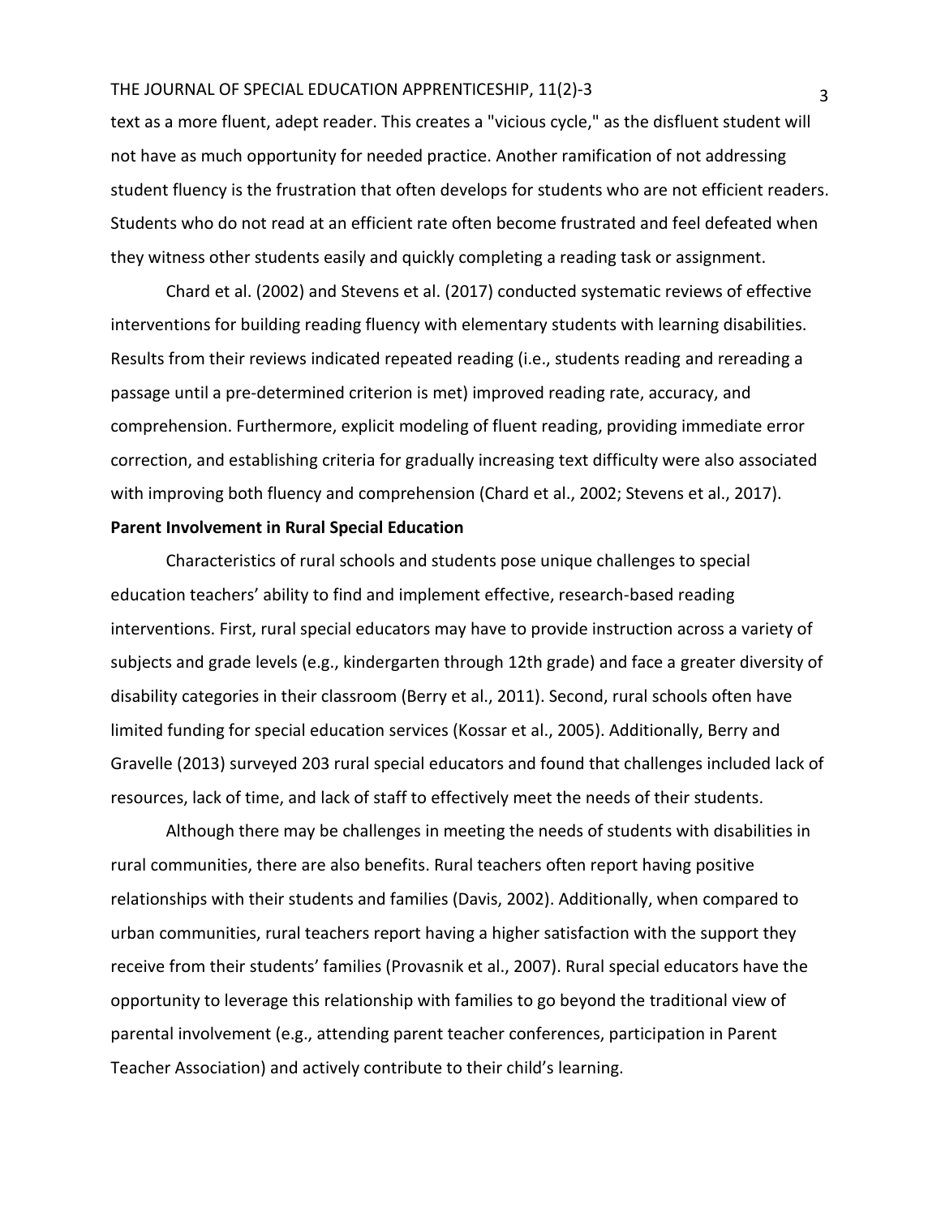text as a more fluent, adept reader. This creates a "vicious cycle," as the disfluent student will not have as much opportunity for needed practice. Another ramification of not addressing student fluency is the frustration that often develops for students who are not efficient readers. Students who do not read at an efficient rate often become frustrated and feel defeated when they witness other students easily and quickly completing a reading task or assignment.

Chard et al. (2002) and Stevens et al. (2017) conducted systematic reviews of effective interventions for building reading fluency with elementary students with learning disabilities. Results from their reviews indicated repeated reading (i.e., students reading and rereading a passage until a pre-determined criterion is met) improved reading rate, accuracy, and comprehension. Furthermore, explicit modeling of fluent reading, providing immediate error correction, and establishing criteria for gradually increasing text difficulty were also associated with improving both fluency and comprehension (Chard et al., 2002; Stevens et al., 2017).

**Parent Involvement in Rural Special Education**

Characteristics of rural schools and students pose unique challenges to special education teachers' ability to find and implement effective, research-based reading interventions. First, rural special educators may have to provide instruction across a variety of subjects and grade levels (e.g., kindergarten through 12th grade) and face a greater diversity of disability categories in their classroom (Berry et al., 2011). Second, rural schools often have limited funding for special education services (Kossar et al., 2005). Additionally, Berry and Gravelle (2013) surveyed 203 rural special educators and found that challenges included lack of resources, lack of time, and lack of staff to effectively meet the needs of their students.

Although there may be challenges in meeting the needs of students with disabilities in rural communities, there are also benefits. Rural teachers often report having positive relationships with their students and families (Davis, 2002). Additionally, when compared to urban communities, rural teachers report having a higher satisfaction with the support they receive from their students' families (Provasnik et al., 2007). Rural special educators have the opportunity to leverage this relationship with families to go beyond the traditional view of parental involvement (e.g., attending parent teacher conferences, participation in Parent Teacher Association) and actively contribute to their child's learning.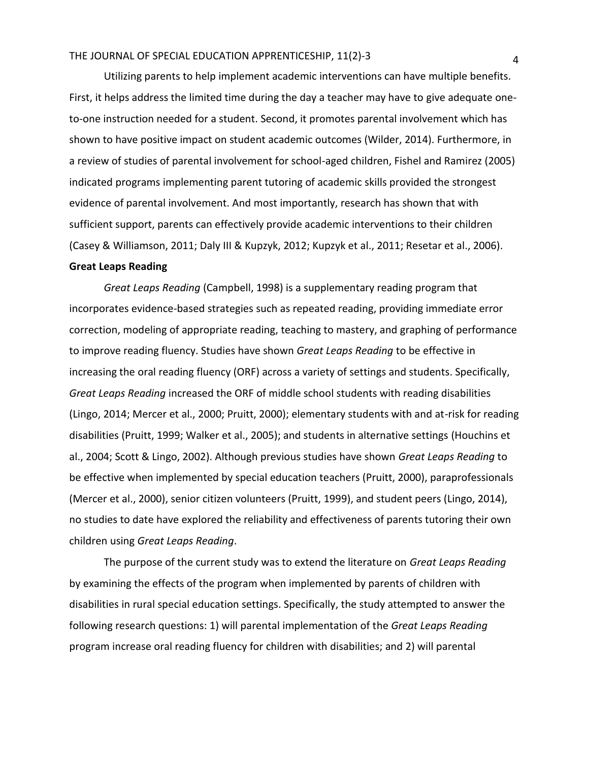Utilizing parents to help implement academic interventions can have multiple benefits. First, it helps address the limited time during the day a teacher may have to give adequate one-to-one instruction needed for a student. Second, it promotes parental involvement which has shown to have positive impact on student academic outcomes (Wilder, 2014). Furthermore, in a review of studies of parental involvement for school-aged children, Fishel and Ramirez (2005) indicated programs implementing parent tutoring of academic skills provided the strongest evidence of parental involvement. And most importantly, research has shown that with sufficient support, parents can effectively provide academic interventions to their children (Casey & Williamson, 2011; Daly III & Kupzyk, 2012; Kupzyk et al., 2011; Resetar et al., 2006).

**Great Leaps Reading**

*Great Leaps Reading* (Campbell, 1998) is a supplementary reading program that incorporates evidence-based strategies such as repeated reading, providing immediate error correction, modeling of appropriate reading, teaching to mastery, and graphing of performance to improve reading fluency. Studies have shown *Great Leaps Reading* to be effective in increasing the oral reading fluency (ORF) across a variety of settings and students. Specifically, *Great Leaps Reading* increased the ORF of middle school students with reading disabilities (Lingo, 2014; Mercer et al., 2000; Pruitt, 2000); elementary students with and at-risk for reading disabilities (Pruitt, 1999; Walker et al., 2005); and students in alternative settings (Houchins et al., 2004; Scott & Lingo, 2002). Although previous studies have shown *Great Leaps Reading* to be effective when implemented by special education teachers (Pruitt, 2000), paraprofessionals (Mercer et al., 2000), senior citizen volunteers (Pruitt, 1999), and student peers (Lingo, 2014), no studies to date have explored the reliability and effectiveness of parents tutoring their own children using *Great Leaps Reading*.

The purpose of the current study was to extend the literature on *Great Leaps Reading* by examining the effects of the program when implemented by parents of children with disabilities in rural special education settings. Specifically, the study attempted to answer the following research questions: 1) will parental implementation of the *Great Leaps Reading* program increase oral reading fluency for children with disabilities; and 2) will parental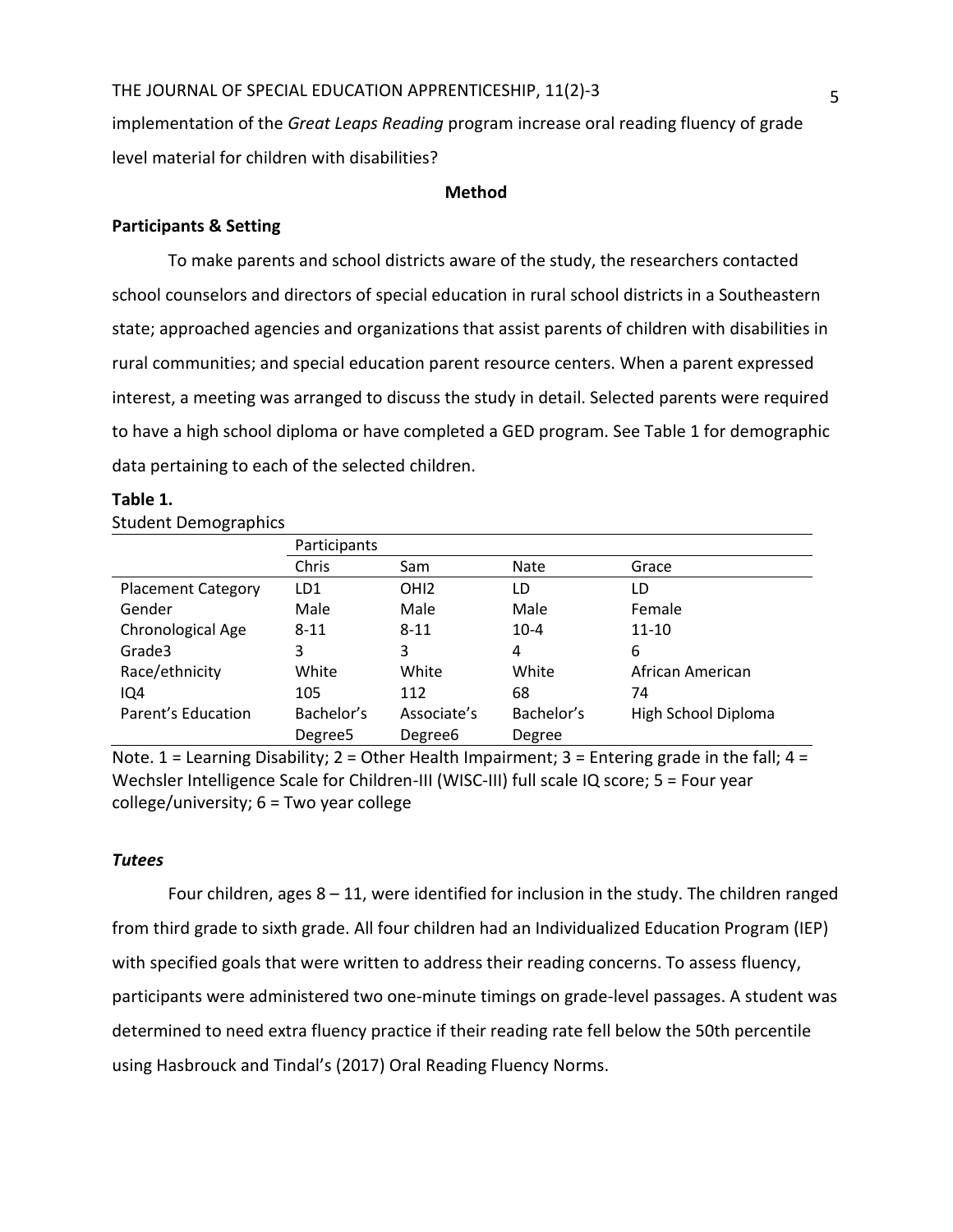implementation of the *Great Leaps Reading* program increase oral reading fluency of grade level material for children with disabilities?

## Method

### Participants & Setting

To make parents and school districts aware of the study, the researchers contacted school counselors and directors of special education in rural school districts in a Southeastern state; approached agencies and organizations that assist parents of children with disabilities in rural communities; and special education parent resource centers. When a parent expressed interest, a meeting was arranged to discuss the study in detail. Selected parents were required to have a high school diploma or have completed a GED program. See Table 1 for demographic data pertaining to each of the selected children.

**Table 1.**

Student Demographics

| | Participants | | | |
|---|---|---|---|---|
| | Chris | Sam | Nate | Grace |
| Placement Category | LD1 | OHI2 | LD | LD |
| Gender | Male | Male | Male | Female |
| Chronological Age | 8-11 | 8-11 | 10-4 | 11-10 |
| Grade3 | 3 | 3 | 4 | 6 |
| Race/ethnicity | White | White | White | African American |
| IQ4 | 105 | 112 | 68 | 74 |
| Parent's Education | Bachelor's Degree5 | Associate's Degree6 | Bachelor's Degree | High School Diploma |

Note. 1 = Learning Disability; 2 = Other Health Impairment; 3 = Entering grade in the fall; 4 = Wechsler Intelligence Scale for Children-III (WISC-III) full scale IQ score; 5 = Four year college/university; 6 = Two year college

#### *Tutees*

Four children, ages 8 – 11, were identified for inclusion in the study. The children ranged from third grade to sixth grade. All four children had an Individualized Education Program (IEP) with specified goals that were written to address their reading concerns. To assess fluency, participants were administered two one-minute timings on grade-level passages. A student was determined to need extra fluency practice if their reading rate fell below the 50th percentile using Hasbrouck and Tindal's (2017) Oral Reading Fluency Norms.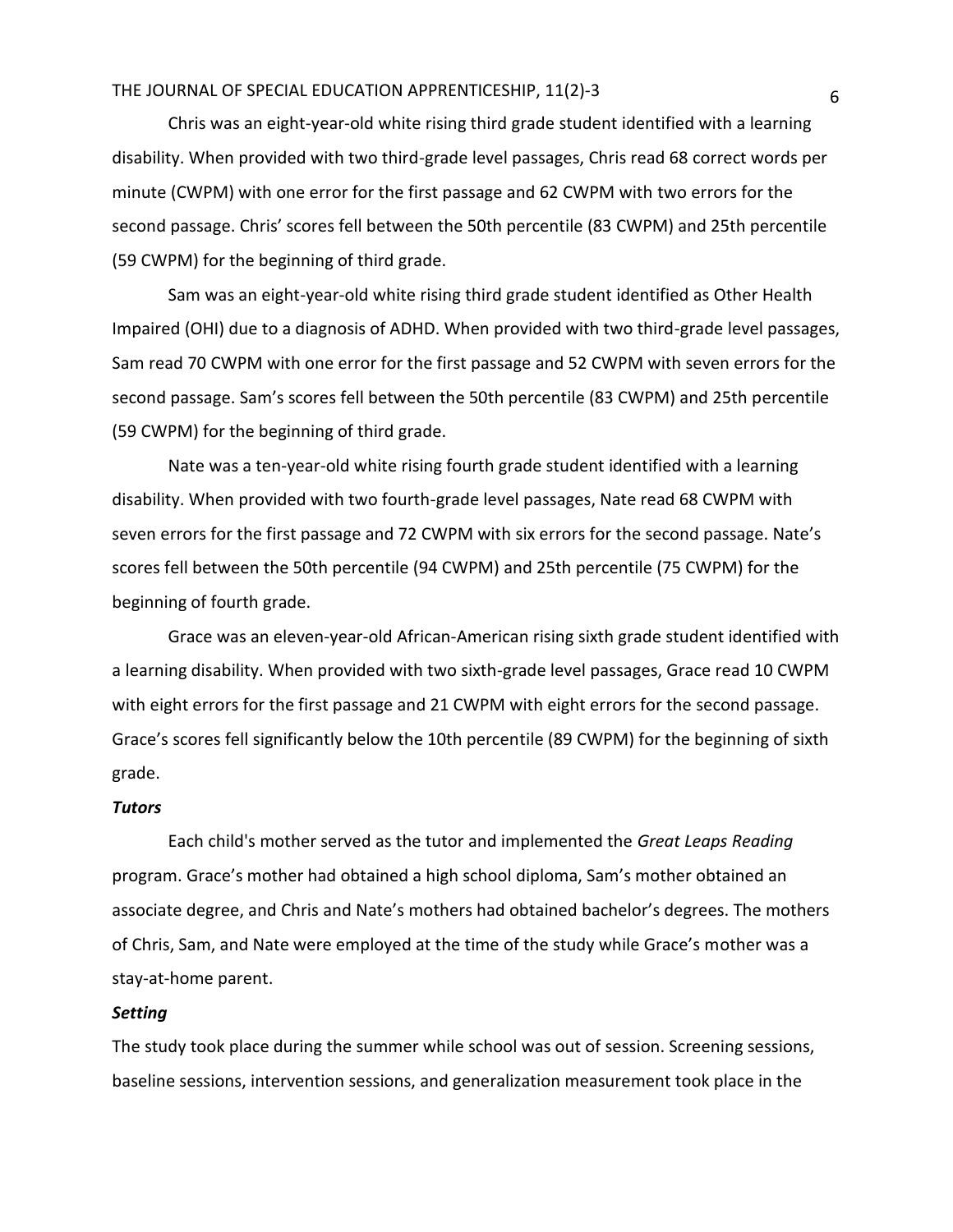Chris was an eight-year-old white rising third grade student identified with a learning disability. When provided with two third-grade level passages, Chris read 68 correct words per minute (CWPM) with one error for the first passage and 62 CWPM with two errors for the second passage. Chris' scores fell between the 50th percentile (83 CWPM) and 25th percentile (59 CWPM) for the beginning of third grade.

Sam was an eight-year-old white rising third grade student identified as Other Health Impaired (OHI) due to a diagnosis of ADHD. When provided with two third-grade level passages, Sam read 70 CWPM with one error for the first passage and 52 CWPM with seven errors for the second passage. Sam's scores fell between the 50th percentile (83 CWPM) and 25th percentile (59 CWPM) for the beginning of third grade.

Nate was a ten-year-old white rising fourth grade student identified with a learning disability. When provided with two fourth-grade level passages, Nate read 68 CWPM with seven errors for the first passage and 72 CWPM with six errors for the second passage. Nate's scores fell between the 50th percentile (94 CWPM) and 25th percentile (75 CWPM) for the beginning of fourth grade.

Grace was an eleven-year-old African-American rising sixth grade student identified with a learning disability. When provided with two sixth-grade level passages, Grace read 10 CWPM with eight errors for the first passage and 21 CWPM with eight errors for the second passage. Grace's scores fell significantly below the 10th percentile (89 CWPM) for the beginning of sixth grade.

### *Tutors*

Each child's mother served as the tutor and implemented the *Great Leaps Reading* program. Grace's mother had obtained a high school diploma, Sam's mother obtained an associate degree, and Chris and Nate's mothers had obtained bachelor's degrees. The mothers of Chris, Sam, and Nate were employed at the time of the study while Grace's mother was a stay-at-home parent.

### *Setting*

The study took place during the summer while school was out of session. Screening sessions, baseline sessions, intervention sessions, and generalization measurement took place in the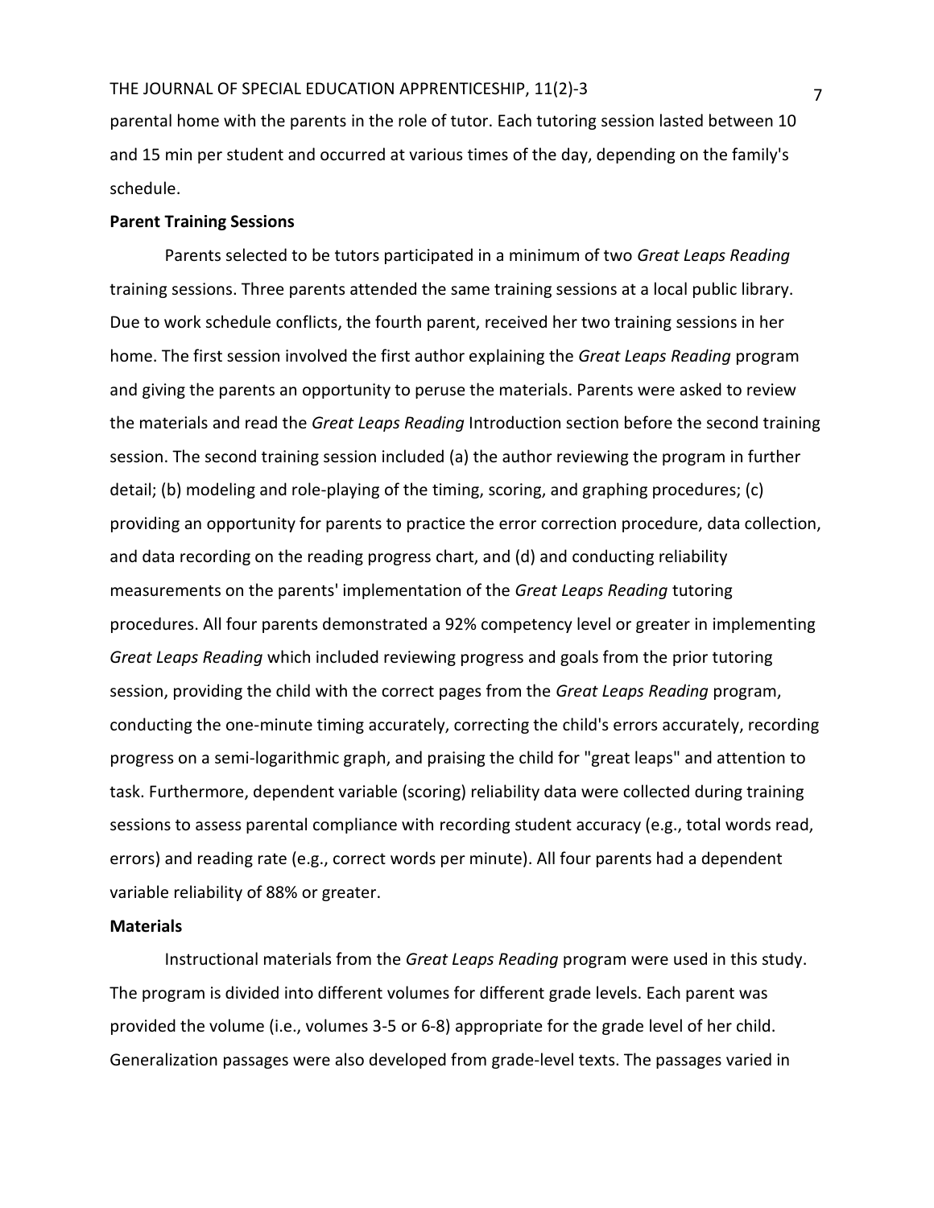parental home with the parents in the role of tutor. Each tutoring session lasted between 10 and 15 min per student and occurred at various times of the day, depending on the family's schedule.

**Parent Training Sessions**

Parents selected to be tutors participated in a minimum of two *Great Leaps Reading* training sessions. Three parents attended the same training sessions at a local public library. Due to work schedule conflicts, the fourth parent, received her two training sessions in her home. The first session involved the first author explaining the *Great Leaps Reading* program and giving the parents an opportunity to peruse the materials. Parents were asked to review the materials and read the *Great Leaps Reading* Introduction section before the second training session. The second training session included (a) the author reviewing the program in further detail; (b) modeling and role-playing of the timing, scoring, and graphing procedures; (c) providing an opportunity for parents to practice the error correction procedure, data collection, and data recording on the reading progress chart, and (d) and conducting reliability measurements on the parents' implementation of the *Great Leaps Reading* tutoring procedures. All four parents demonstrated a 92% competency level or greater in implementing *Great Leaps Reading* which included reviewing progress and goals from the prior tutoring session, providing the child with the correct pages from the *Great Leaps Reading* program, conducting the one-minute timing accurately, correcting the child's errors accurately, recording progress on a semi-logarithmic graph, and praising the child for "great leaps" and attention to task. Furthermore, dependent variable (scoring) reliability data were collected during training sessions to assess parental compliance with recording student accuracy (e.g., total words read, errors) and reading rate (e.g., correct words per minute). All four parents had a dependent variable reliability of 88% or greater.

**Materials**

Instructional materials from the *Great Leaps Reading* program were used in this study. The program is divided into different volumes for different grade levels. Each parent was provided the volume (i.e., volumes 3-5 or 6-8) appropriate for the grade level of her child. Generalization passages were also developed from grade-level texts. The passages varied in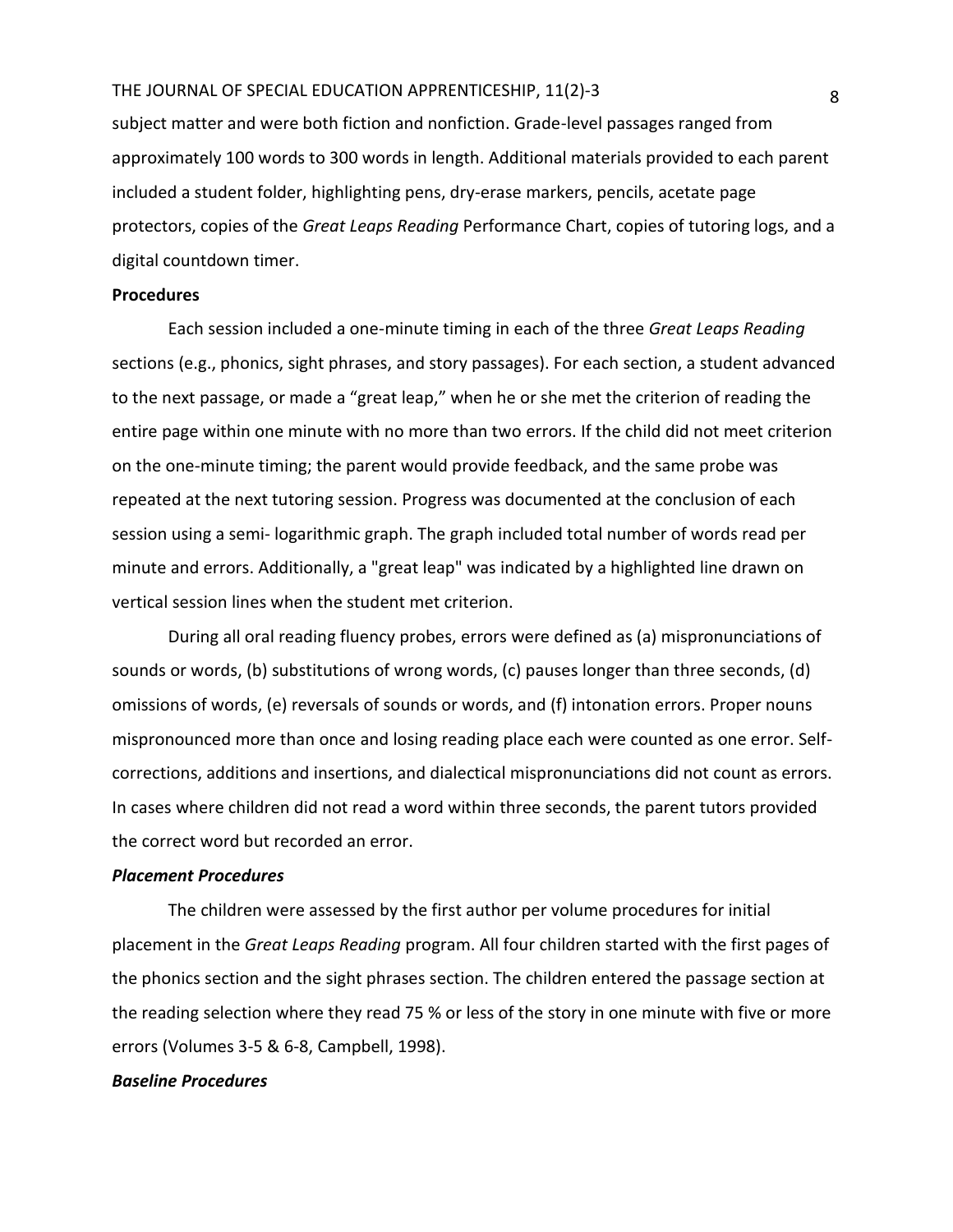subject matter and were both fiction and nonfiction. Grade-level passages ranged from approximately 100 words to 300 words in length. Additional materials provided to each parent included a student folder, highlighting pens, dry-erase markers, pencils, acetate page protectors, copies of the *Great Leaps Reading* Performance Chart, copies of tutoring logs, and a digital countdown timer.

**Procedures**

Each session included a one-minute timing in each of the three *Great Leaps Reading* sections (e.g., phonics, sight phrases, and story passages). For each section, a student advanced to the next passage, or made a "great leap," when he or she met the criterion of reading the entire page within one minute with no more than two errors. If the child did not meet criterion on the one-minute timing; the parent would provide feedback, and the same probe was repeated at the next tutoring session. Progress was documented at the conclusion of each session using a semi- logarithmic graph. The graph included total number of words read per minute and errors. Additionally, a "great leap" was indicated by a highlighted line drawn on vertical session lines when the student met criterion.

During all oral reading fluency probes, errors were defined as (a) mispronunciations of sounds or words, (b) substitutions of wrong words, (c) pauses longer than three seconds, (d) omissions of words, (e) reversals of sounds or words, and (f) intonation errors. Proper nouns mispronounced more than once and losing reading place each were counted as one error. Self-corrections, additions and insertions, and dialectical mispronunciations did not count as errors. In cases where children did not read a word within three seconds, the parent tutors provided the correct word but recorded an error.

***Placement Procedures***

The children were assessed by the first author per volume procedures for initial placement in the *Great Leaps Reading* program. All four children started with the first pages of the phonics section and the sight phrases section. The children entered the passage section at the reading selection where they read 75 % or less of the story in one minute with five or more errors (Volumes 3-5 & 6-8, Campbell, 1998).

***Baseline Procedures***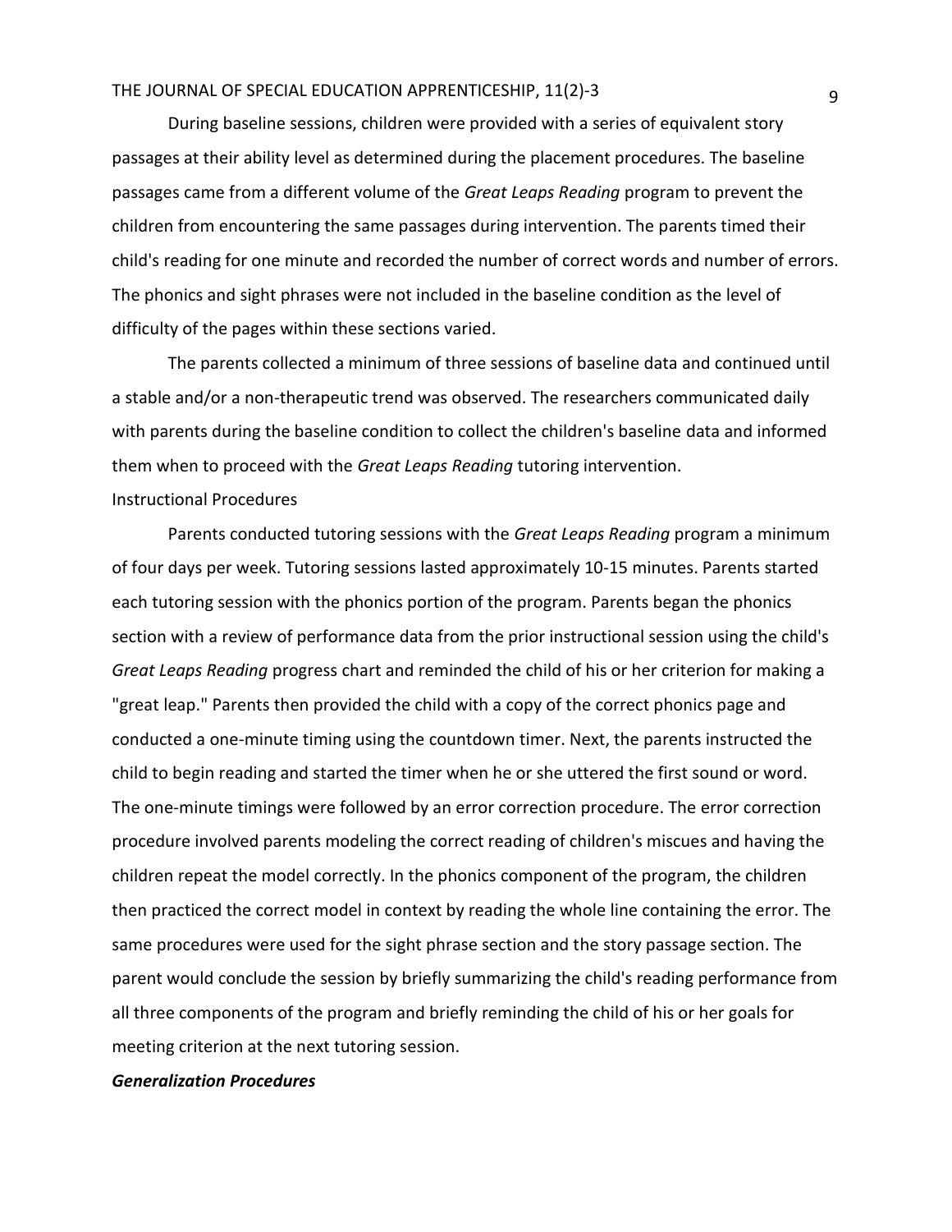During baseline sessions, children were provided with a series of equivalent story passages at their ability level as determined during the placement procedures. The baseline passages came from a different volume of the *Great Leaps Reading* program to prevent the children from encountering the same passages during intervention. The parents timed their child's reading for one minute and recorded the number of correct words and number of errors. The phonics and sight phrases were not included in the baseline condition as the level of difficulty of the pages within these sections varied.

The parents collected a minimum of three sessions of baseline data and continued until a stable and/or a non-therapeutic trend was observed. The researchers communicated daily with parents during the baseline condition to collect the children's baseline data and informed them when to proceed with the *Great Leaps Reading* tutoring intervention.

Instructional Procedures

Parents conducted tutoring sessions with the *Great Leaps Reading* program a minimum of four days per week. Tutoring sessions lasted approximately 10-15 minutes. Parents started each tutoring session with the phonics portion of the program. Parents began the phonics section with a review of performance data from the prior instructional session using the child's *Great Leaps Reading* progress chart and reminded the child of his or her criterion for making a "great leap." Parents then provided the child with a copy of the correct phonics page and conducted a one-minute timing using the countdown timer. Next, the parents instructed the child to begin reading and started the timer when he or she uttered the first sound or word. The one-minute timings were followed by an error correction procedure. The error correction procedure involved parents modeling the correct reading of children's miscues and having the children repeat the model correctly. In the phonics component of the program, the children then practiced the correct model in context by reading the whole line containing the error. The same procedures were used for the sight phrase section and the story passage section. The parent would conclude the session by briefly summarizing the child's reading performance from all three components of the program and briefly reminding the child of his or her goals for meeting criterion at the next tutoring session.

***Generalization Procedures***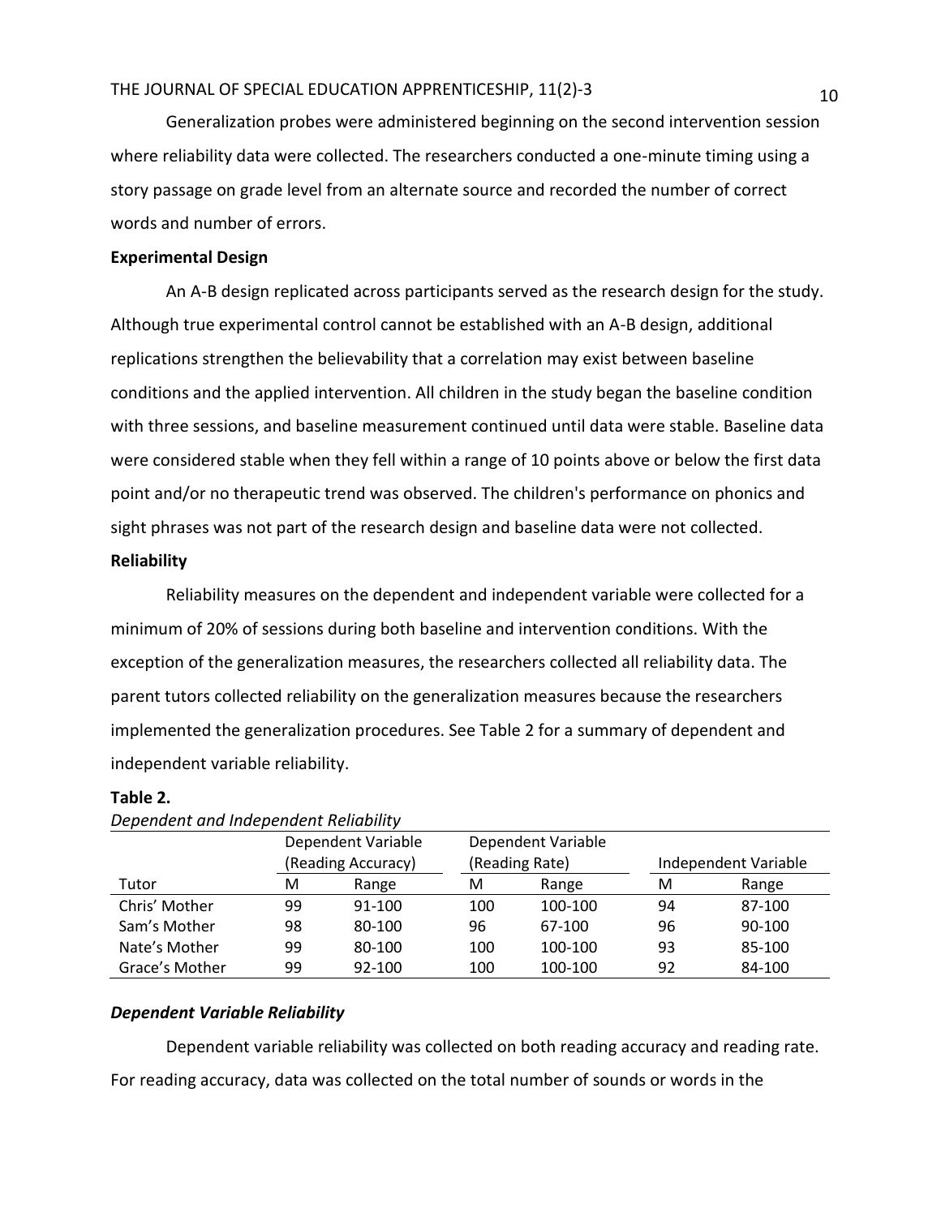Generalization probes were administered beginning on the second intervention session where reliability data were collected. The researchers conducted a one-minute timing using a story passage on grade level from an alternate source and recorded the number of correct words and number of errors.

**Experimental Design**

An A-B design replicated across participants served as the research design for the study. Although true experimental control cannot be established with an A-B design, additional replications strengthen the believability that a correlation may exist between baseline conditions and the applied intervention. All children in the study began the baseline condition with three sessions, and baseline measurement continued until data were stable. Baseline data were considered stable when they fell within a range of 10 points above or below the first data point and/or no therapeutic trend was observed. The children's performance on phonics and sight phrases was not part of the research design and baseline data were not collected.

**Reliability**

Reliability measures on the dependent and independent variable were collected for a minimum of 20% of sessions during both baseline and intervention conditions. With the exception of the generalization measures, the researchers collected all reliability data. The parent tutors collected reliability on the generalization measures because the researchers implemented the generalization procedures. See Table 2 for a summary of dependent and independent variable reliability.

**Table 2.**

*Dependent and Independent Reliability*

| | Dependent Variable (Reading Accuracy) | | Dependent Variable (Reading Rate) | | Independent Variable | |
|---|---|---|---|---|---|---|
| Tutor | M | Range | M | Range | M | Range |
| Chris' Mother | 99 | 91-100 | 100 | 100-100 | 94 | 87-100 |
| Sam's Mother | 98 | 80-100 | 96 | 67-100 | 96 | 90-100 |
| Nate's Mother | 99 | 80-100 | 100 | 100-100 | 93 | 85-100 |
| Grace's Mother | 99 | 92-100 | 100 | 100-100 | 92 | 84-100 |

***Dependent Variable Reliability***

Dependent variable reliability was collected on both reading accuracy and reading rate. For reading accuracy, data was collected on the total number of sounds or words in the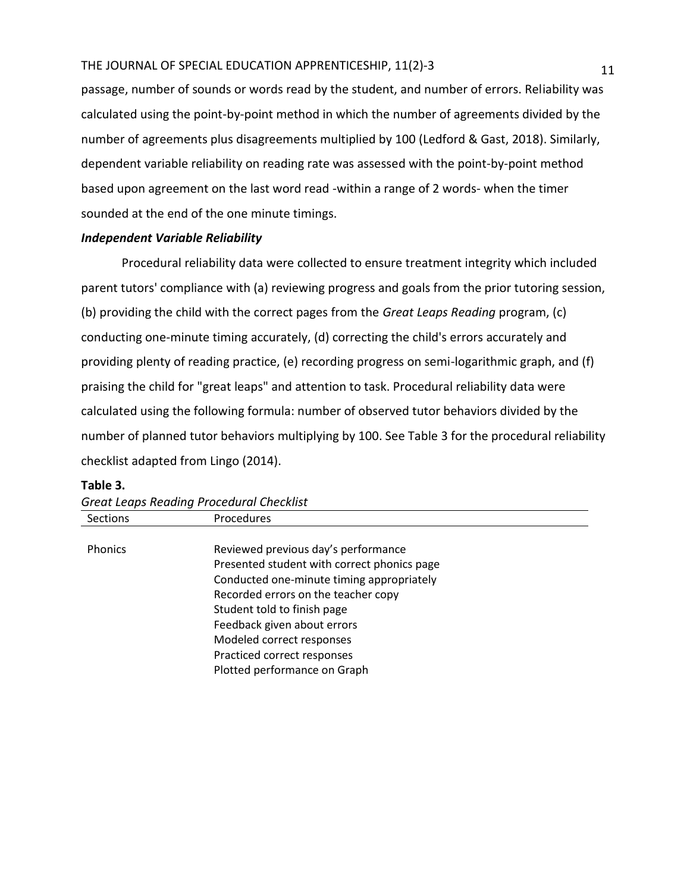passage, number of sounds or words read by the student, and number of errors. Reliability was calculated using the point-by-point method in which the number of agreements divided by the number of agreements plus disagreements multiplied by 100 (Ledford & Gast, 2018). Similarly, dependent variable reliability on reading rate was assessed with the point-by-point method based upon agreement on the last word read -within a range of 2 words- when the timer sounded at the end of the one minute timings.

### *Independent Variable Reliability*

Procedural reliability data were collected to ensure treatment integrity which included parent tutors' compliance with (a) reviewing progress and goals from the prior tutoring session, (b) providing the child with the correct pages from the *Great Leaps Reading* program, (c) conducting one-minute timing accurately, (d) correcting the child's errors accurately and providing plenty of reading practice, (e) recording progress on semi-logarithmic graph, and (f) praising the child for "great leaps" and attention to task. Procedural reliability data were calculated using the following formula: number of observed tutor behaviors divided by the number of planned tutor behaviors multiplying by 100. See Table 3 for the procedural reliability checklist adapted from Lingo (2014).

**Table 3.**

*Great Leaps Reading Procedural Checklist*

| Sections | Procedures |
|---|---|
| Phonics | Reviewed previous day's performance |
| | Presented student with correct phonics page |
| | Conducted one-minute timing appropriately |
| | Recorded errors on the teacher copy |
| | Student told to finish page |
| | Feedback given about errors |
| | Modeled correct responses |
| | Practiced correct responses |
| | Plotted performance on Graph |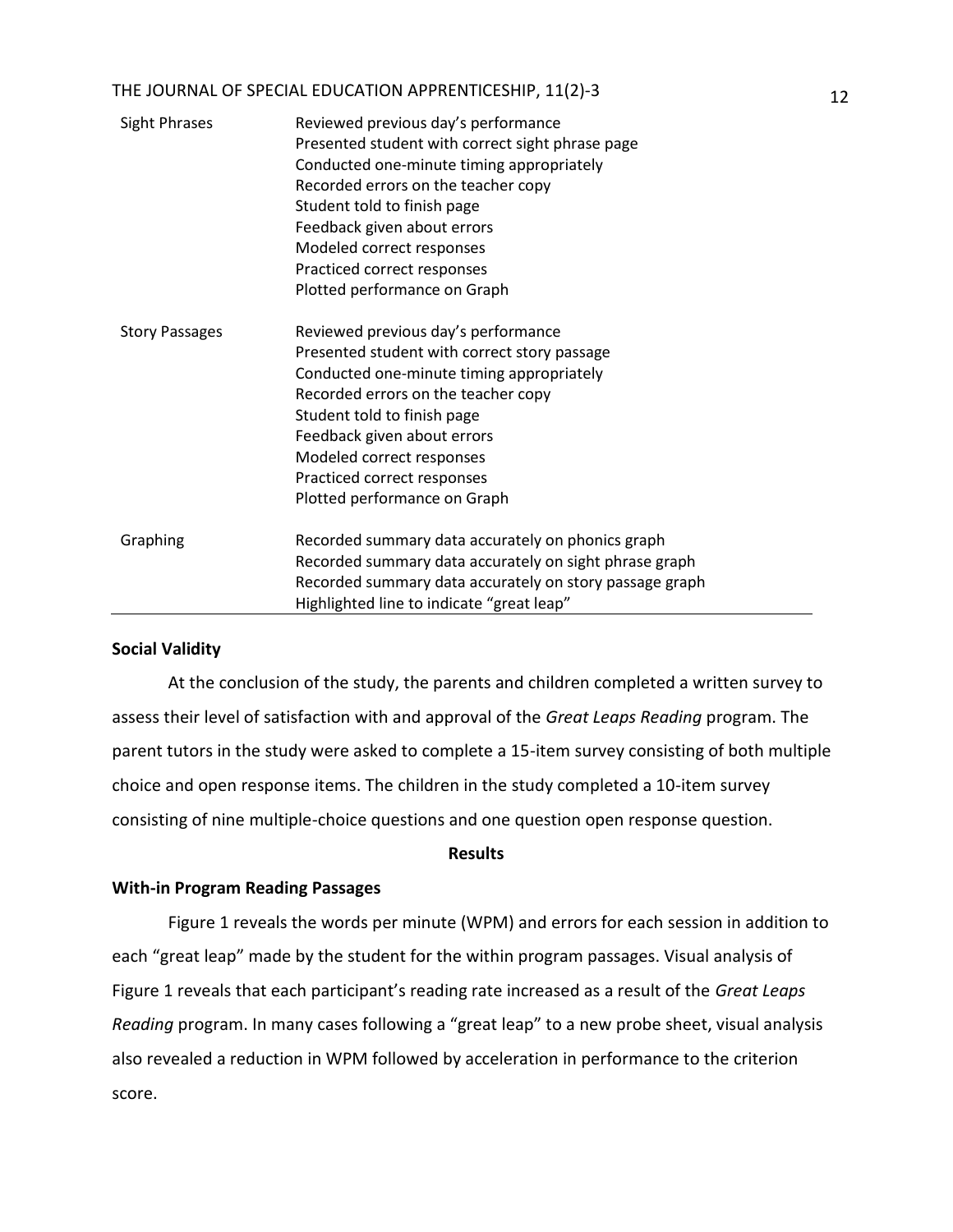| | |
|---|---|
| Sight Phrases | Reviewed previous day's performance<br>Presented student with correct sight phrase page<br>Conducted one-minute timing appropriately<br>Recorded errors on the teacher copy<br>Student told to finish page<br>Feedback given about errors<br>Modeled correct responses<br>Practiced correct responses<br>Plotted performance on Graph |
| Story Passages | Reviewed previous day's performance<br>Presented student with correct story passage<br>Conducted one-minute timing appropriately<br>Recorded errors on the teacher copy<br>Student told to finish page<br>Feedback given about errors<br>Modeled correct responses<br>Practiced correct responses<br>Plotted performance on Graph |
| Graphing | Recorded summary data accurately on phonics graph<br>Recorded summary data accurately on sight phrase graph<br>Recorded summary data accurately on story passage graph<br>Highlighted line to indicate "great leap" |

### Social Validity

At the conclusion of the study, the parents and children completed a written survey to assess their level of satisfaction with and approval of the *Great Leaps Reading* program. The parent tutors in the study were asked to complete a 15-item survey consisting of both multiple choice and open response items. The children in the study completed a 10-item survey consisting of nine multiple-choice questions and one question open response question.

## Results

### With-in Program Reading Passages

Figure 1 reveals the words per minute (WPM) and errors for each session in addition to each "great leap" made by the student for the within program passages. Visual analysis of Figure 1 reveals that each participant's reading rate increased as a result of the *Great Leaps Reading* program. In many cases following a "great leap" to a new probe sheet, visual analysis also revealed a reduction in WPM followed by acceleration in performance to the criterion score.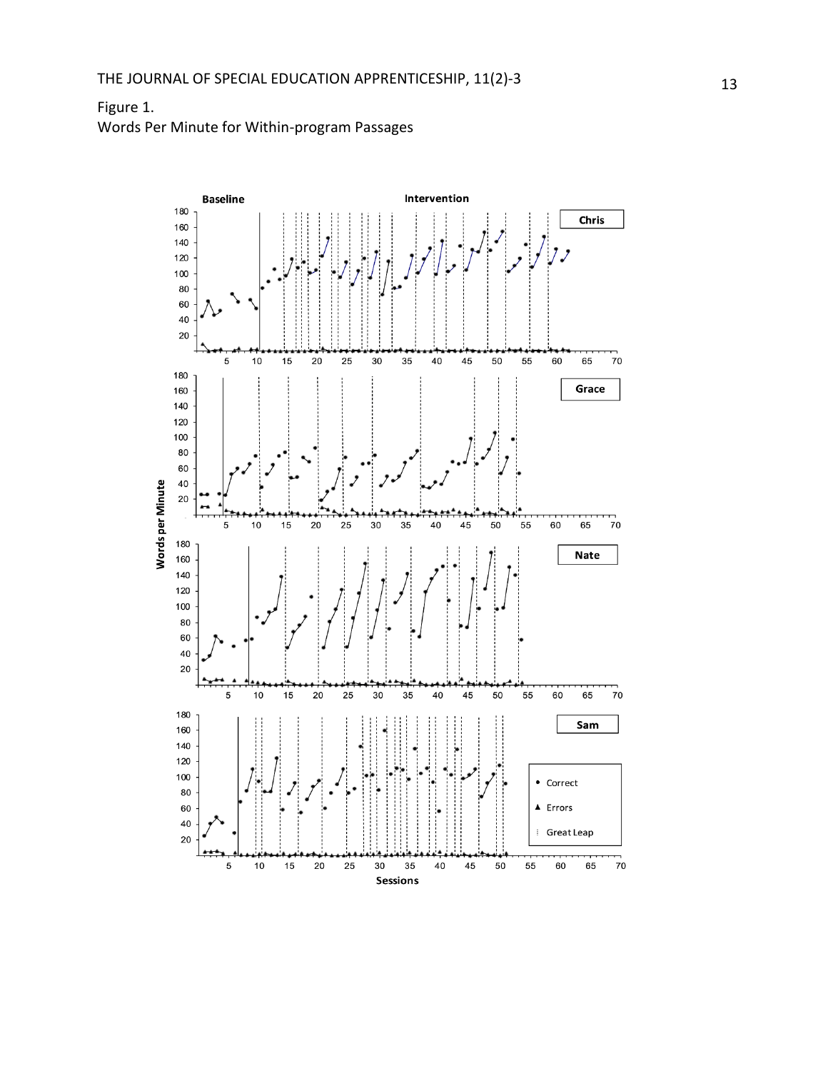Figure 1.
Words Per Minute for Within-program Passages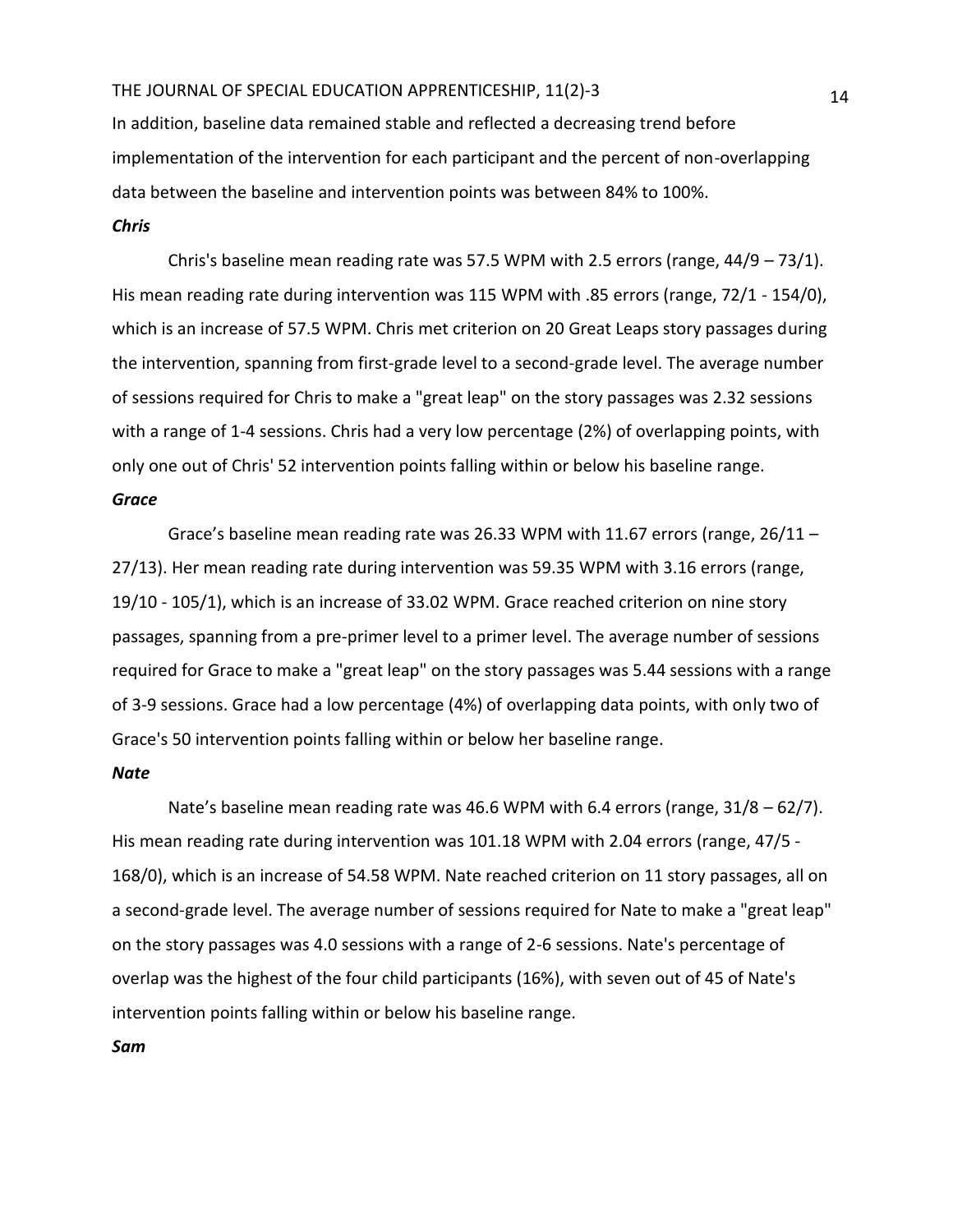In addition, baseline data remained stable and reflected a decreasing trend before implementation of the intervention for each participant and the percent of non-overlapping data between the baseline and intervention points was between 84% to 100%.

***Chris***

Chris's baseline mean reading rate was 57.5 WPM with 2.5 errors (range, 44/9 – 73/1). His mean reading rate during intervention was 115 WPM with .85 errors (range, 72/1 - 154/0), which is an increase of 57.5 WPM. Chris met criterion on 20 Great Leaps story passages during the intervention, spanning from first-grade level to a second-grade level. The average number of sessions required for Chris to make a "great leap" on the story passages was 2.32 sessions with a range of 1-4 sessions. Chris had a very low percentage (2%) of overlapping points, with only one out of Chris' 52 intervention points falling within or below his baseline range.

***Grace***

Grace's baseline mean reading rate was 26.33 WPM with 11.67 errors (range, 26/11 – 27/13). Her mean reading rate during intervention was 59.35 WPM with 3.16 errors (range, 19/10 - 105/1), which is an increase of 33.02 WPM. Grace reached criterion on nine story passages, spanning from a pre-primer level to a primer level. The average number of sessions required for Grace to make a "great leap" on the story passages was 5.44 sessions with a range of 3-9 sessions. Grace had a low percentage (4%) of overlapping data points, with only two of Grace's 50 intervention points falling within or below her baseline range.

***Nate***

Nate's baseline mean reading rate was 46.6 WPM with 6.4 errors (range, 31/8 – 62/7). His mean reading rate during intervention was 101.18 WPM with 2.04 errors (range, 47/5 - 168/0), which is an increase of 54.58 WPM. Nate reached criterion on 11 story passages, all on a second-grade level. The average number of sessions required for Nate to make a "great leap" on the story passages was 4.0 sessions with a range of 2-6 sessions. Nate's percentage of overlap was the highest of the four child participants (16%), with seven out of 45 of Nate's intervention points falling within or below his baseline range.

***Sam***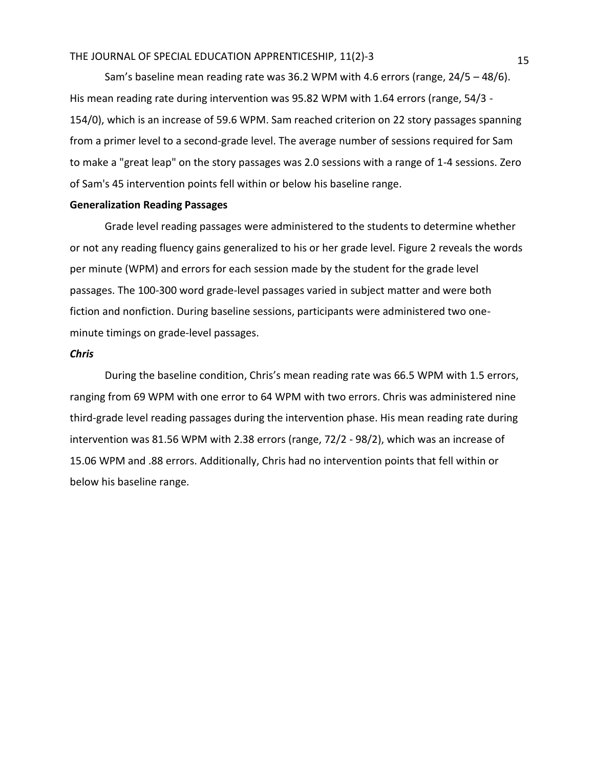Sam's baseline mean reading rate was 36.2 WPM with 4.6 errors (range, 24/5 – 48/6). His mean reading rate during intervention was 95.82 WPM with 1.64 errors (range, 54/3 - 154/0), which is an increase of 59.6 WPM. Sam reached criterion on 22 story passages spanning from a primer level to a second-grade level. The average number of sessions required for Sam to make a "great leap" on the story passages was 2.0 sessions with a range of 1-4 sessions. Zero of Sam's 45 intervention points fell within or below his baseline range.

### Generalization Reading Passages

Grade level reading passages were administered to the students to determine whether or not any reading fluency gains generalized to his or her grade level. Figure 2 reveals the words per minute (WPM) and errors for each session made by the student for the grade level passages. The 100-300 word grade-level passages varied in subject matter and were both fiction and nonfiction. During baseline sessions, participants were administered two one-minute timings on grade-level passages.

#### *Chris*

During the baseline condition, Chris's mean reading rate was 66.5 WPM with 1.5 errors, ranging from 69 WPM with one error to 64 WPM with two errors. Chris was administered nine third-grade level reading passages during the intervention phase. His mean reading rate during intervention was 81.56 WPM with 2.38 errors (range, 72/2 - 98/2), which was an increase of 15.06 WPM and .88 errors. Additionally, Chris had no intervention points that fell within or below his baseline range.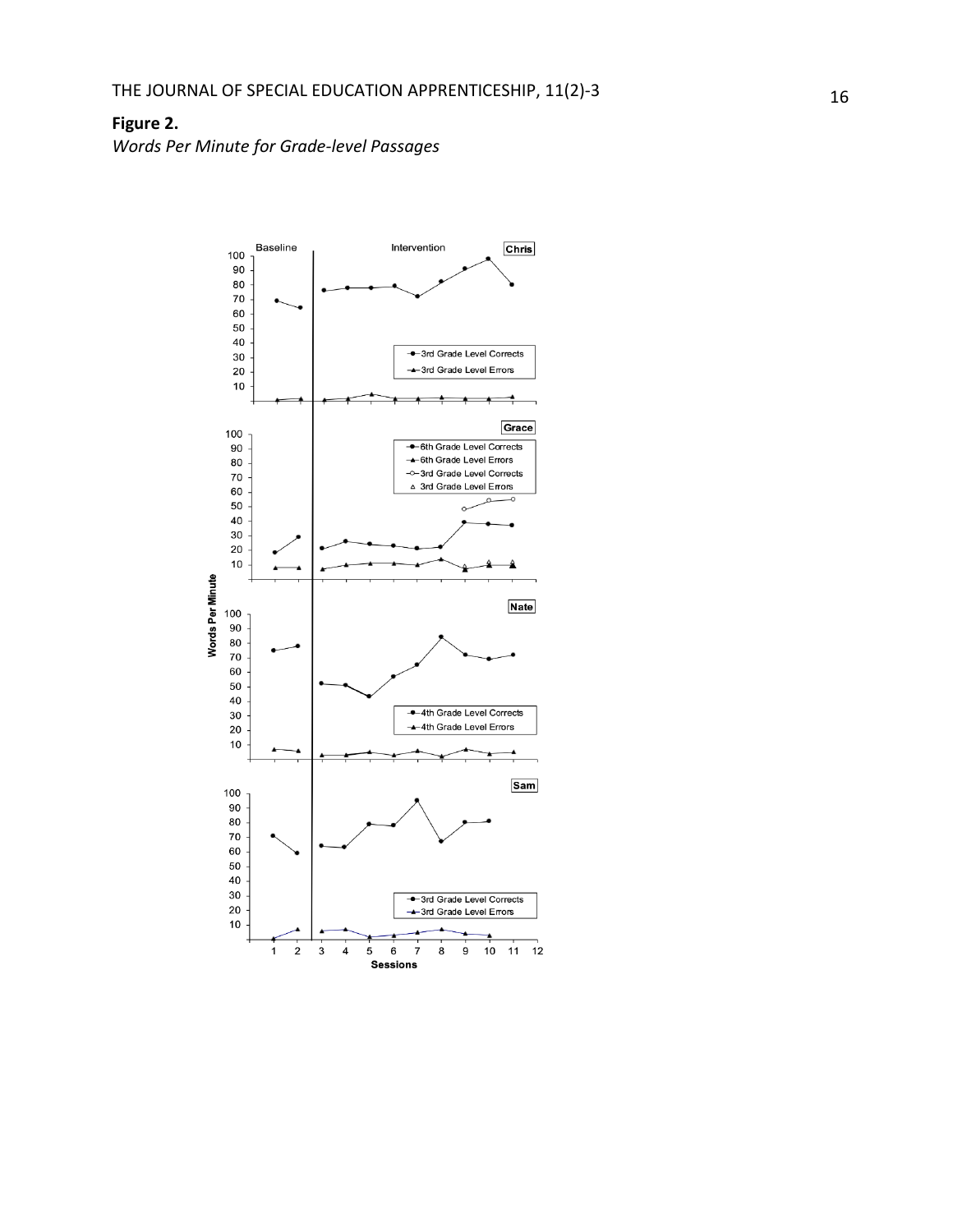**Figure 2.**

*Words Per Minute for Grade-level Passages*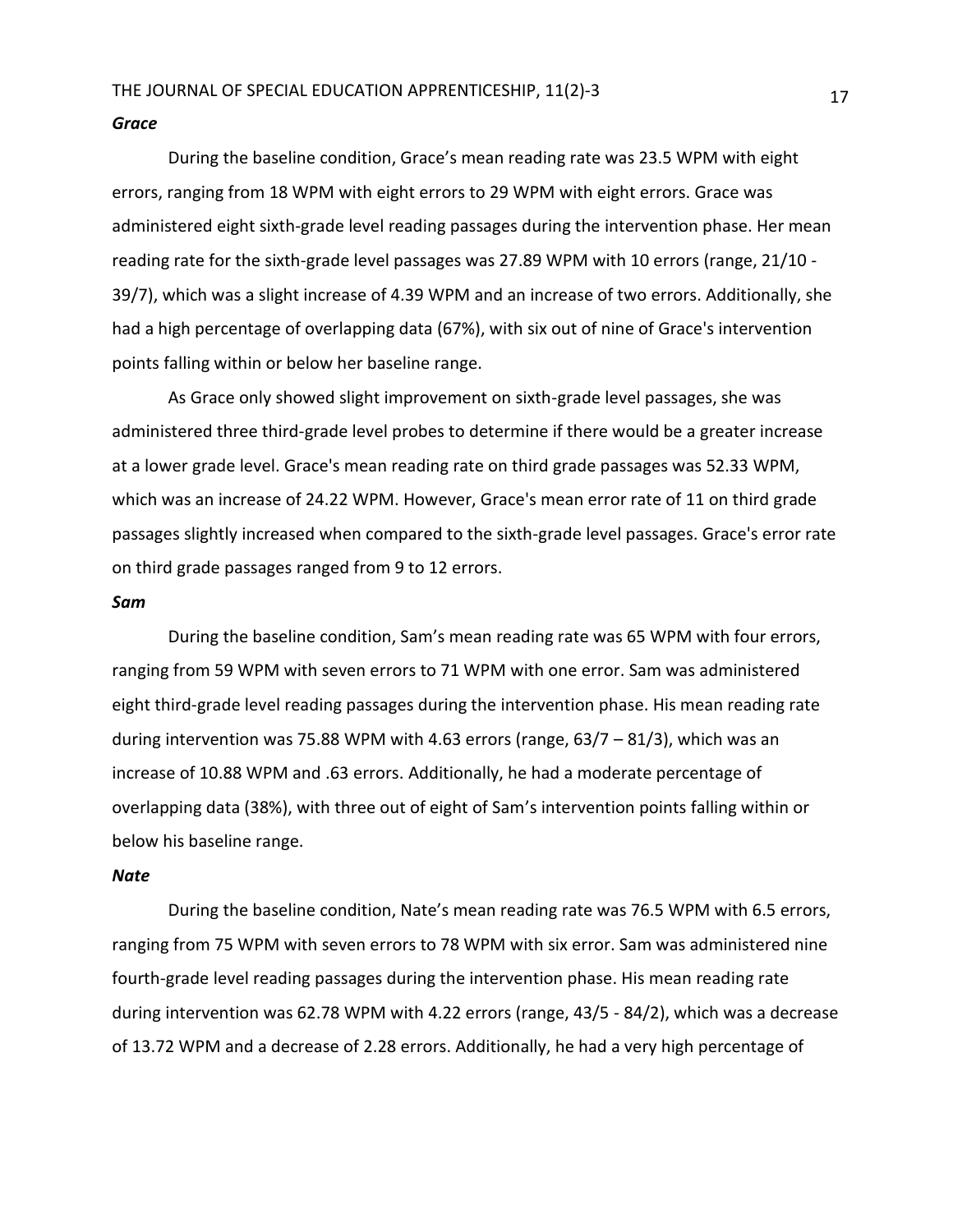### *Grace*

During the baseline condition, Grace's mean reading rate was 23.5 WPM with eight errors, ranging from 18 WPM with eight errors to 29 WPM with eight errors. Grace was administered eight sixth-grade level reading passages during the intervention phase. Her mean reading rate for the sixth-grade level passages was 27.89 WPM with 10 errors (range, 21/10 - 39/7), which was a slight increase of 4.39 WPM and an increase of two errors. Additionally, she had a high percentage of overlapping data (67%), with six out of nine of Grace's intervention points falling within or below her baseline range.

As Grace only showed slight improvement on sixth-grade level passages, she was administered three third-grade level probes to determine if there would be a greater increase at a lower grade level. Grace's mean reading rate on third grade passages was 52.33 WPM, which was an increase of 24.22 WPM. However, Grace's mean error rate of 11 on third grade passages slightly increased when compared to the sixth-grade level passages. Grace's error rate on third grade passages ranged from 9 to 12 errors.

### *Sam*

During the baseline condition, Sam's mean reading rate was 65 WPM with four errors, ranging from 59 WPM with seven errors to 71 WPM with one error. Sam was administered eight third-grade level reading passages during the intervention phase. His mean reading rate during intervention was 75.88 WPM with 4.63 errors (range, 63/7 – 81/3), which was an increase of 10.88 WPM and .63 errors. Additionally, he had a moderate percentage of overlapping data (38%), with three out of eight of Sam's intervention points falling within or below his baseline range.

### *Nate*

During the baseline condition, Nate's mean reading rate was 76.5 WPM with 6.5 errors, ranging from 75 WPM with seven errors to 78 WPM with six error. Sam was administered nine fourth-grade level reading passages during the intervention phase. His mean reading rate during intervention was 62.78 WPM with 4.22 errors (range, 43/5 - 84/2), which was a decrease of 13.72 WPM and a decrease of 2.28 errors. Additionally, he had a very high percentage of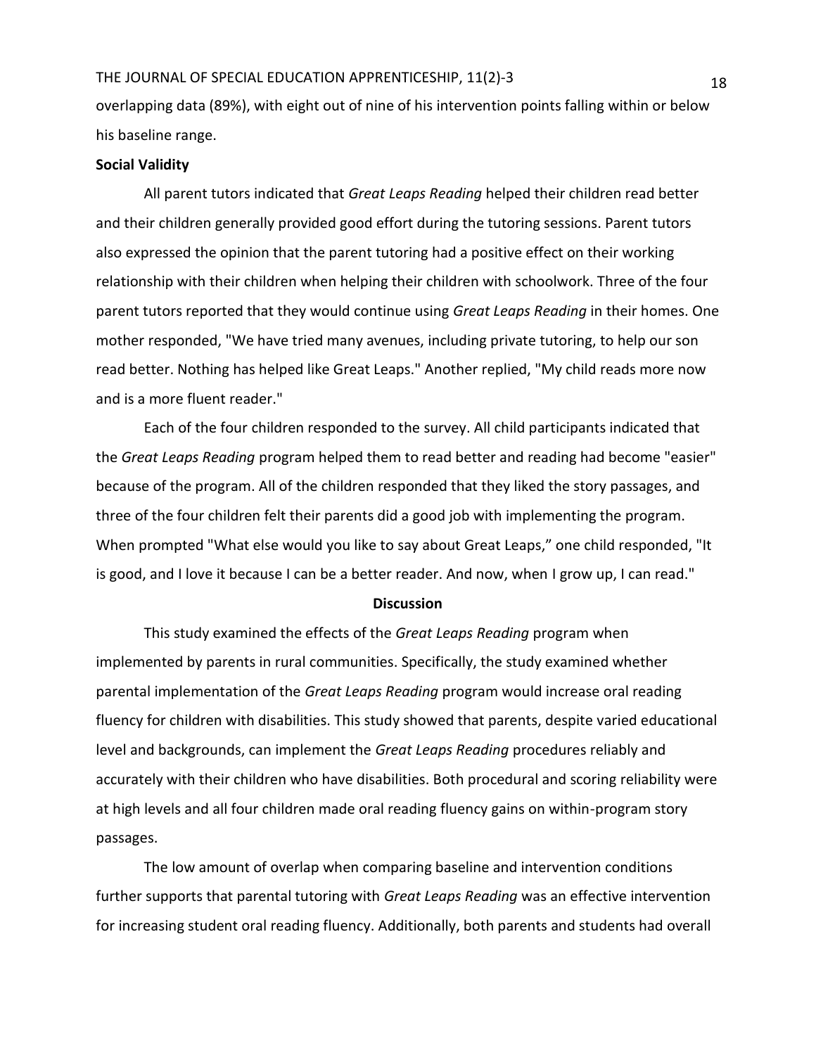overlapping data (89%), with eight out of nine of his intervention points falling within or below his baseline range.

**Social Validity**

All parent tutors indicated that *Great Leaps Reading* helped their children read better and their children generally provided good effort during the tutoring sessions. Parent tutors also expressed the opinion that the parent tutoring had a positive effect on their working relationship with their children when helping their children with schoolwork. Three of the four parent tutors reported that they would continue using *Great Leaps Reading* in their homes. One mother responded, "We have tried many avenues, including private tutoring, to help our son read better. Nothing has helped like Great Leaps." Another replied, "My child reads more now and is a more fluent reader."

Each of the four children responded to the survey. All child participants indicated that the *Great Leaps Reading* program helped them to read better and reading had become "easier" because of the program. All of the children responded that they liked the story passages, and three of the four children felt their parents did a good job with implementing the program. When prompted "What else would you like to say about Great Leaps," one child responded, "It is good, and I love it because I can be a better reader. And now, when I grow up, I can read."

## Discussion

This study examined the effects of the *Great Leaps Reading* program when implemented by parents in rural communities. Specifically, the study examined whether parental implementation of the *Great Leaps Reading* program would increase oral reading fluency for children with disabilities. This study showed that parents, despite varied educational level and backgrounds, can implement the *Great Leaps Reading* procedures reliably and accurately with their children who have disabilities. Both procedural and scoring reliability were at high levels and all four children made oral reading fluency gains on within-program story passages.

The low amount of overlap when comparing baseline and intervention conditions further supports that parental tutoring with *Great Leaps Reading* was an effective intervention for increasing student oral reading fluency. Additionally, both parents and students had overall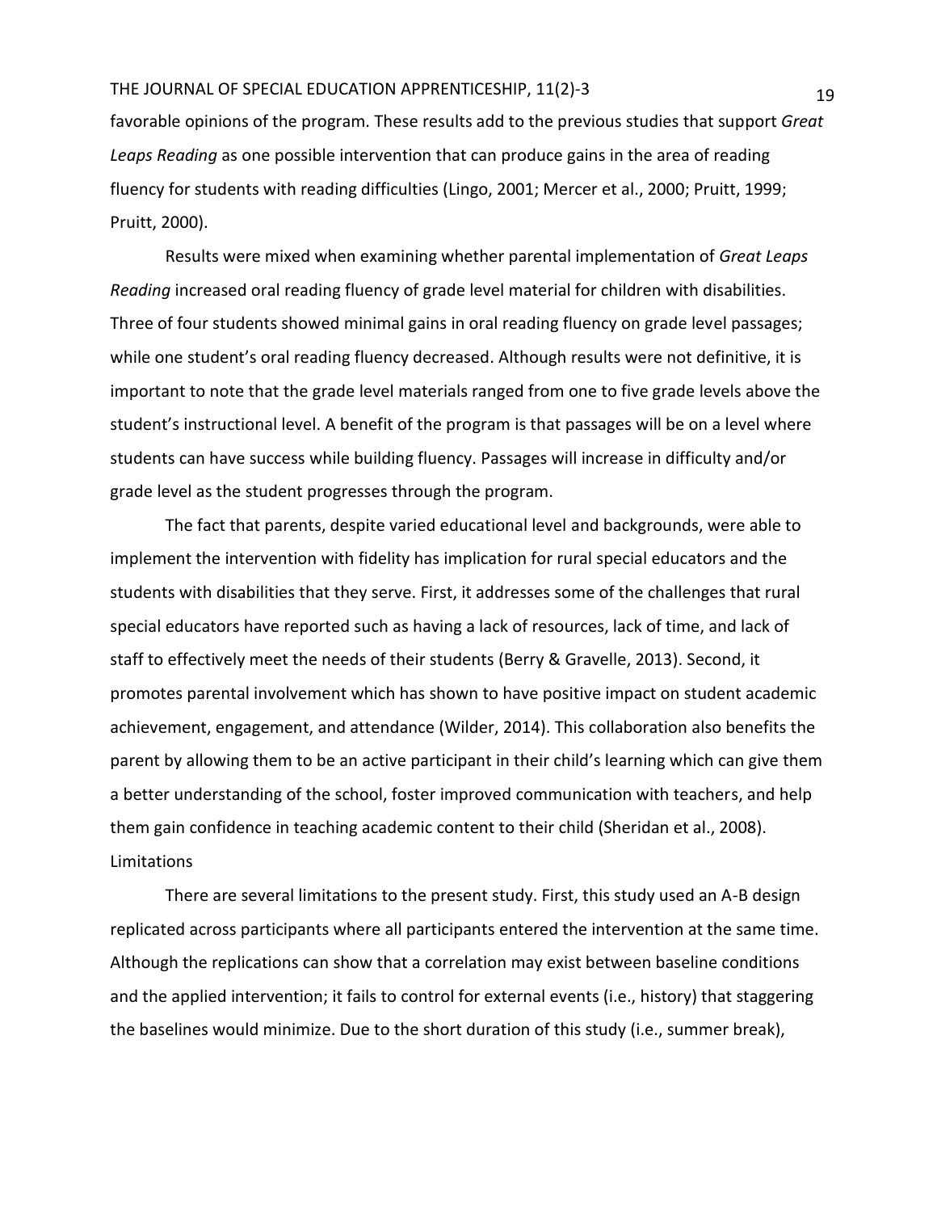favorable opinions of the program. These results add to the previous studies that support *Great Leaps Reading* as one possible intervention that can produce gains in the area of reading fluency for students with reading difficulties (Lingo, 2001; Mercer et al., 2000; Pruitt, 1999; Pruitt, 2000).

Results were mixed when examining whether parental implementation of *Great Leaps Reading* increased oral reading fluency of grade level material for children with disabilities. Three of four students showed minimal gains in oral reading fluency on grade level passages; while one student's oral reading fluency decreased. Although results were not definitive, it is important to note that the grade level materials ranged from one to five grade levels above the student's instructional level. A benefit of the program is that passages will be on a level where students can have success while building fluency. Passages will increase in difficulty and/or grade level as the student progresses through the program.

The fact that parents, despite varied educational level and backgrounds, were able to implement the intervention with fidelity has implication for rural special educators and the students with disabilities that they serve. First, it addresses some of the challenges that rural special educators have reported such as having a lack of resources, lack of time, and lack of staff to effectively meet the needs of their students (Berry & Gravelle, 2013). Second, it promotes parental involvement which has shown to have positive impact on student academic achievement, engagement, and attendance (Wilder, 2014). This collaboration also benefits the parent by allowing them to be an active participant in their child's learning which can give them a better understanding of the school, foster improved communication with teachers, and help them gain confidence in teaching academic content to their child (Sheridan et al., 2008).

## Limitations

There are several limitations to the present study. First, this study used an A-B design replicated across participants where all participants entered the intervention at the same time. Although the replications can show that a correlation may exist between baseline conditions and the applied intervention; it fails to control for external events (i.e., history) that staggering the baselines would minimize. Due to the short duration of this study (i.e., summer break),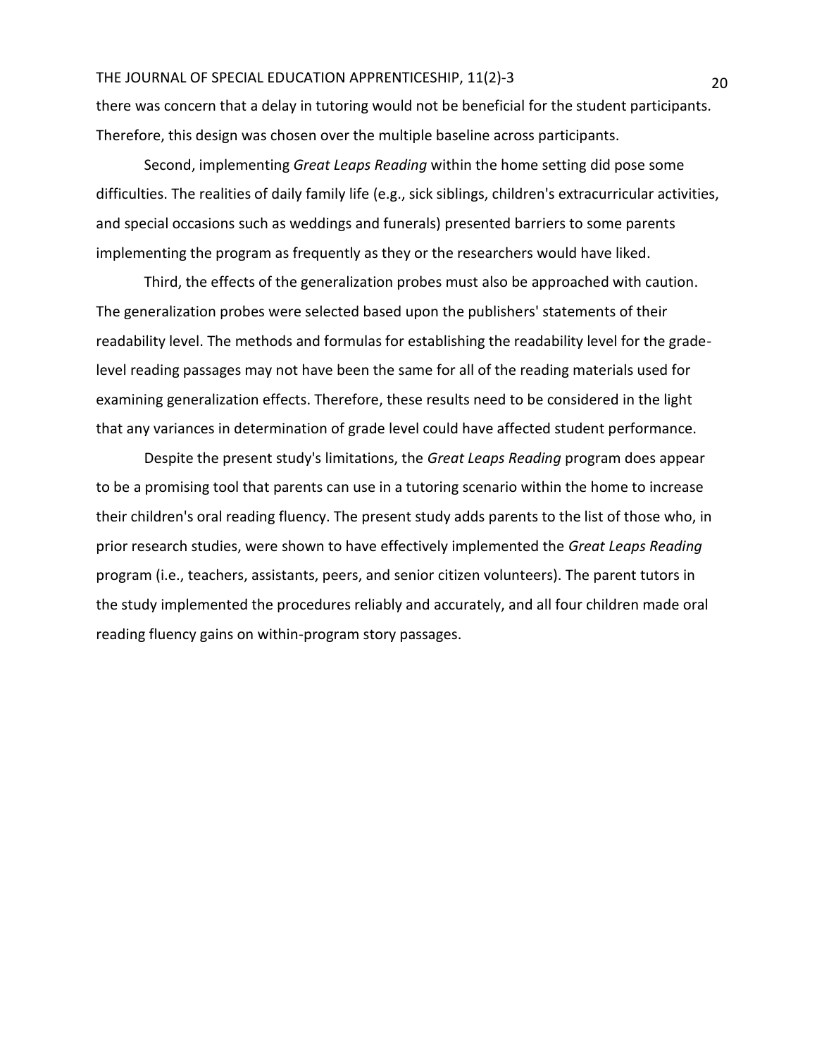there was concern that a delay in tutoring would not be beneficial for the student participants. Therefore, this design was chosen over the multiple baseline across participants.

Second, implementing *Great Leaps Reading* within the home setting did pose some difficulties. The realities of daily family life (e.g., sick siblings, children's extracurricular activities, and special occasions such as weddings and funerals) presented barriers to some parents implementing the program as frequently as they or the researchers would have liked.

Third, the effects of the generalization probes must also be approached with caution. The generalization probes were selected based upon the publishers' statements of their readability level. The methods and formulas for establishing the readability level for the grade-level reading passages may not have been the same for all of the reading materials used for examining generalization effects. Therefore, these results need to be considered in the light that any variances in determination of grade level could have affected student performance.

Despite the present study's limitations, the *Great Leaps Reading* program does appear to be a promising tool that parents can use in a tutoring scenario within the home to increase their children's oral reading fluency. The present study adds parents to the list of those who, in prior research studies, were shown to have effectively implemented the *Great Leaps Reading* program (i.e., teachers, assistants, peers, and senior citizen volunteers). The parent tutors in the study implemented the procedures reliably and accurately, and all four children made oral reading fluency gains on within-program story passages.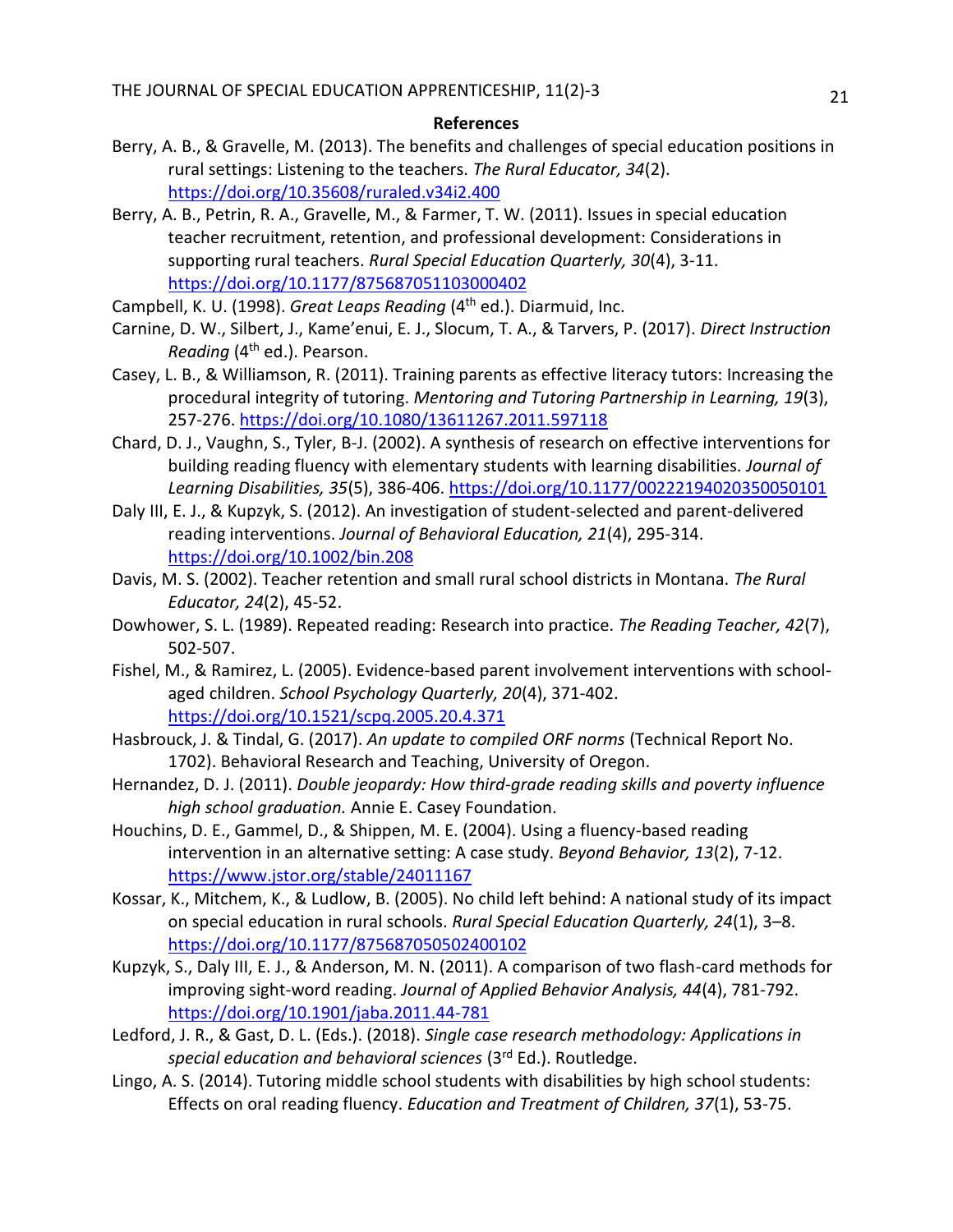**References**

Berry, A. B., & Gravelle, M. (2013). The benefits and challenges of special education positions in rural settings: Listening to the teachers. *The Rural Educator, 34*(2). https://doi.org/10.35608/ruraled.v34i2.400

Berry, A. B., Petrin, R. A., Gravelle, M., & Farmer, T. W. (2011). Issues in special education teacher recruitment, retention, and professional development: Considerations in supporting rural teachers. *Rural Special Education Quarterly, 30*(4), 3-11. https://doi.org/10.1177/875687051103000402

Campbell, K. U. (1998). *Great Leaps Reading* (4th ed.). Diarmuid, Inc.

Carnine, D. W., Silbert, J., Kame'enui, E. J., Slocum, T. A., & Tarvers, P. (2017). *Direct Instruction Reading* (4th ed.). Pearson.

Casey, L. B., & Williamson, R. (2011). Training parents as effective literacy tutors: Increasing the procedural integrity of tutoring. *Mentoring and Tutoring Partnership in Learning, 19*(3), 257-276. https://doi.org/10.1080/13611267.2011.597118

Chard, D. J., Vaughn, S., Tyler, B-J. (2002). A synthesis of research on effective interventions for building reading fluency with elementary students with learning disabilities. *Journal of Learning Disabilities, 35*(5), 386-406. https://doi.org/10.1177/00222194020350050101

Daly III, E. J., & Kupzyk, S. (2012). An investigation of student-selected and parent-delivered reading interventions. *Journal of Behavioral Education, 21*(4), 295-314. https://doi.org/10.1002/bin.208

Davis, M. S. (2002). Teacher retention and small rural school districts in Montana. *The Rural Educator, 24*(2), 45-52.

Dowhower, S. L. (1989). Repeated reading: Research into practice. *The Reading Teacher, 42*(7), 502-507.

Fishel, M., & Ramirez, L. (2005). Evidence-based parent involvement interventions with school-aged children. *School Psychology Quarterly, 20*(4), 371-402. https://doi.org/10.1521/scpq.2005.20.4.371

Hasbrouck, J. & Tindal, G. (2017). *An update to compiled ORF norms* (Technical Report No. 1702). Behavioral Research and Teaching, University of Oregon.

Hernandez, D. J. (2011). *Double jeopardy: How third-grade reading skills and poverty influence high school graduation.* Annie E. Casey Foundation.

Houchins, D. E., Gammel, D., & Shippen, M. E. (2004). Using a fluency-based reading intervention in an alternative setting: A case study. *Beyond Behavior, 13*(2), 7-12. https://www.jstor.org/stable/24011167

Kossar, K., Mitchem, K., & Ludlow, B. (2005). No child left behind: A national study of its impact on special education in rural schools. *Rural Special Education Quarterly, 24*(1), 3–8. https://doi.org/10.1177/875687050502400102

Kupzyk, S., Daly III, E. J., & Anderson, M. N. (2011). A comparison of two flash-card methods for improving sight-word reading. *Journal of Applied Behavior Analysis, 44*(4), 781-792. https://doi.org/10.1901/jaba.2011.44-781

Ledford, J. R., & Gast, D. L. (Eds.). (2018). *Single case research methodology: Applications in special education and behavioral sciences* (3rd Ed.). Routledge.

Lingo, A. S. (2014). Tutoring middle school students with disabilities by high school students: Effects on oral reading fluency. *Education and Treatment of Children, 37*(1), 53-75.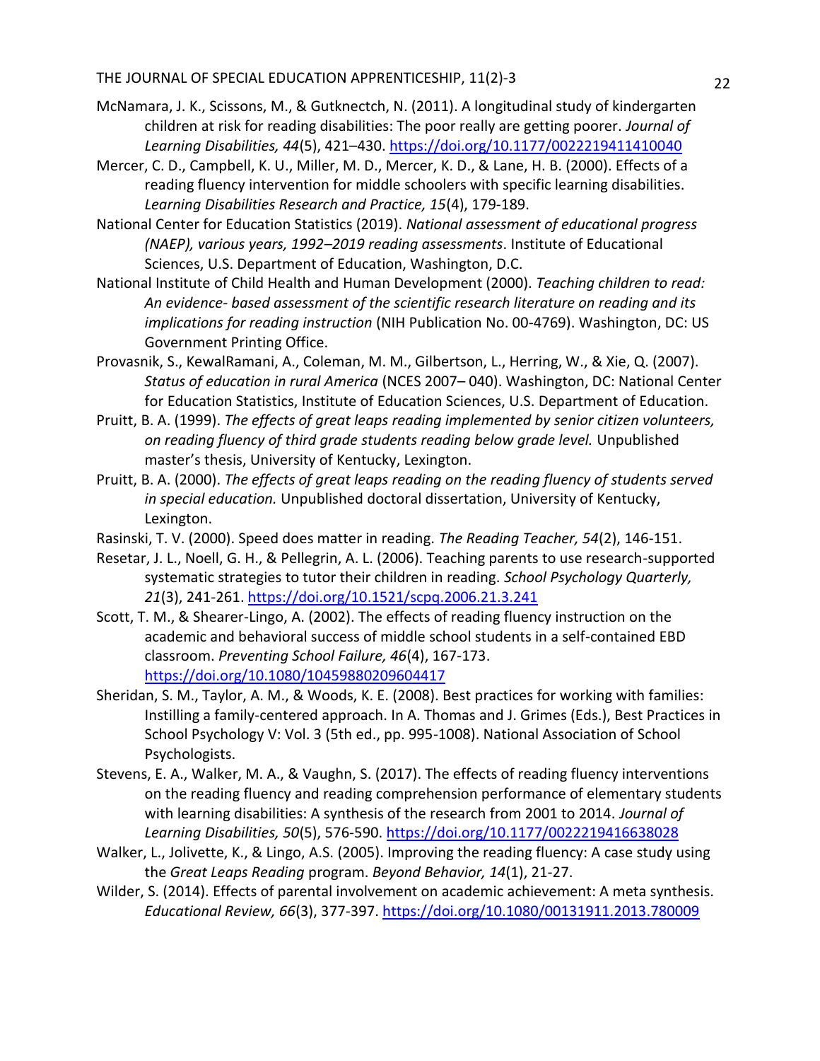McNamara, J. K., Scissons, M., & Gutknectch, N. (2011). A longitudinal study of kindergarten children at risk for reading disabilities: The poor really are getting poorer. *Journal of Learning Disabilities, 44*(5), 421–430. https://doi.org/10.1177/0022219411410040

Mercer, C. D., Campbell, K. U., Miller, M. D., Mercer, K. D., & Lane, H. B. (2000). Effects of a reading fluency intervention for middle schoolers with specific learning disabilities. *Learning Disabilities Research and Practice, 15*(4), 179-189.

National Center for Education Statistics (2019). *National assessment of educational progress (NAEP), various years, 1992–2019 reading assessments*. Institute of Educational Sciences, U.S. Department of Education, Washington, D.C.

National Institute of Child Health and Human Development (2000). *Teaching children to read: An evidence- based assessment of the scientific research literature on reading and its implications for reading instruction* (NIH Publication No. 00-4769). Washington, DC: US Government Printing Office.

Provasnik, S., KewalRamani, A., Coleman, M. M., Gilbertson, L., Herring, W., & Xie, Q. (2007). *Status of education in rural America* (NCES 2007– 040). Washington, DC: National Center for Education Statistics, Institute of Education Sciences, U.S. Department of Education.

Pruitt, B. A. (1999). *The effects of great leaps reading implemented by senior citizen volunteers, on reading fluency of third grade students reading below grade level.* Unpublished master's thesis, University of Kentucky, Lexington.

Pruitt, B. A. (2000). *The effects of great leaps reading on the reading fluency of students served in special education.* Unpublished doctoral dissertation, University of Kentucky, Lexington.

Rasinski, T. V. (2000). Speed does matter in reading. *The Reading Teacher, 54*(2), 146-151.

Resetar, J. L., Noell, G. H., & Pellegrin, A. L. (2006). Teaching parents to use research-supported systematic strategies to tutor their children in reading. *School Psychology Quarterly, 21*(3), 241-261. https://doi.org/10.1521/scpq.2006.21.3.241

Scott, T. M., & Shearer-Lingo, A. (2002). The effects of reading fluency instruction on the academic and behavioral success of middle school students in a self-contained EBD classroom. *Preventing School Failure, 46*(4), 167-173. https://doi.org/10.1080/10459880209604417

Sheridan, S. M., Taylor, A. M., & Woods, K. E. (2008). Best practices for working with families: Instilling a family-centered approach. In A. Thomas and J. Grimes (Eds.), Best Practices in School Psychology V: Vol. 3 (5th ed., pp. 995-1008). National Association of School Psychologists.

Stevens, E. A., Walker, M. A., & Vaughn, S. (2017). The effects of reading fluency interventions on the reading fluency and reading comprehension performance of elementary students with learning disabilities: A synthesis of the research from 2001 to 2014. *Journal of Learning Disabilities, 50*(5), 576-590. https://doi.org/10.1177/0022219416638028

Walker, L., Jolivette, K., & Lingo, A.S. (2005). Improving the reading fluency: A case study using the *Great Leaps Reading* program. *Beyond Behavior, 14*(1), 21-27.

Wilder, S. (2014). Effects of parental involvement on academic achievement: A meta synthesis. *Educational Review, 66*(3), 377-397. https://doi.org/10.1080/00131911.2013.780009